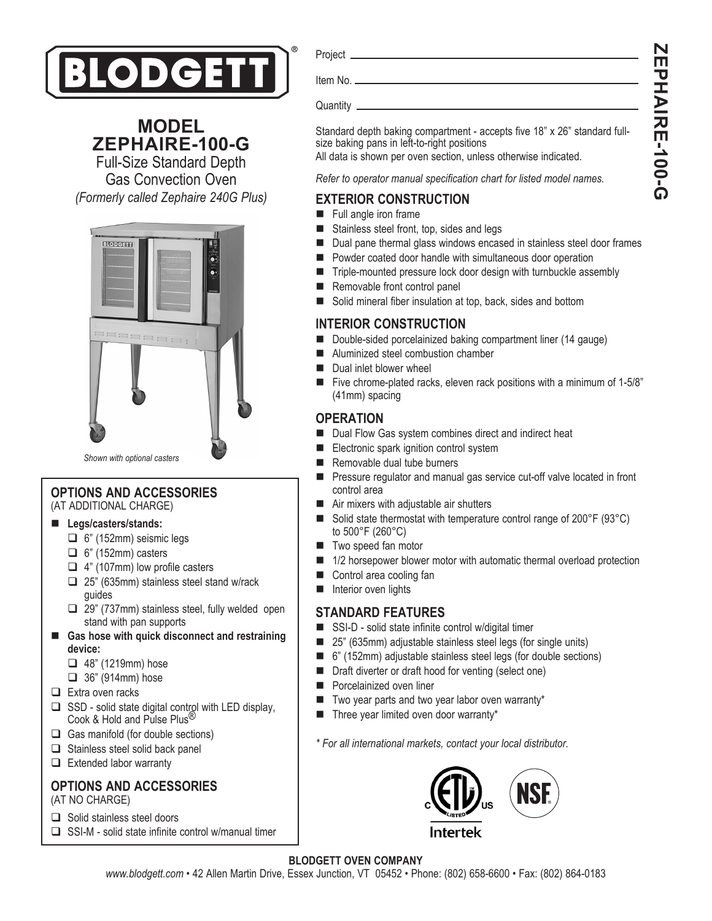# BLODGETT®

## MODEL ZEPHAIRE-100-G

Full-Size Standard Depth Gas Convection Oven
*(Formerly called Zephaire 240G Plus)*

*Shown with optional casters*

Project ______________________

Item No. ______________________

Quantity ______________________

Standard depth baking compartment - accepts five 18” x 26” standard full-size baking pans in left-to-right positions
All data is shown per oven section, unless otherwise indicated.

*Refer to operator manual specification chart for listed model names.*

### EXTERIOR CONSTRUCTION

- Full angle iron frame
- Stainless steel front, top, sides and legs
- Dual pane thermal glass windows encased in stainless steel door frames
- Powder coated door handle with simultaneous door operation
- Triple-mounted pressure lock door design with turnbuckle assembly
- Removable front control panel
- Solid mineral fiber insulation at top, back, sides and bottom

### INTERIOR CONSTRUCTION

- Double-sided porcelainized baking compartment liner (14 gauge)
- Aluminized steel combustion chamber
- Dual inlet blower wheel
- Five chrome-plated racks, eleven rack positions with a minimum of 1-5/8” (41mm) spacing

### OPERATION

- Dual Flow Gas system combines direct and indirect heat
- Electronic spark ignition control system
- Removable dual tube burners
- Pressure regulator and manual gas service cut-off valve located in front control area
- Air mixers with adjustable air shutters
- Solid state thermostat with temperature control range of 200°F (93°C) to 500°F (260°C)
- Two speed fan motor
- 1/2 horsepower blower motor with automatic thermal overload protection
- Control area cooling fan
- Interior oven lights

### STANDARD FEATURES

- SSI-D - solid state infinite control w/digital timer
- 25” (635mm) adjustable stainless steel legs (for single units)
- 6” (152mm) adjustable stainless steel legs (for double sections)
- Draft diverter or draft hood for venting (select one)
- Porcelainized oven liner
- Two year parts and two year labor oven warranty*
- Three year limited oven door warranty*

*\* For all international markets, contact your local distributor.*

### OPTIONS AND ACCESSORIES
(AT ADDITIONAL CHARGE)

- **Legs/casters/stands:**
  - ☐ 6” (152mm) seismic legs
  - ☐ 6” (152mm) casters
  - ☐ 4” (107mm) low profile casters
  - ☐ 25” (635mm) stainless steel stand w/rack guides
  - ☐ 29” (737mm) stainless steel, fully welded open stand with pan supports
- **Gas hose with quick disconnect and restraining device:**
  - ☐ 48” (1219mm) hose
  - ☐ 36” (914mm) hose
- ☐ Extra oven racks
- ☐ SSD - solid state digital control with LED display, Cook & Hold and Pulse Plus®
- ☐ Gas manifold (for double sections)
- ☐ Stainless steel solid back panel
- ☐ Extended labor warranty

### OPTIONS AND ACCESSORIES
(AT NO CHARGE)

- ☐ Solid stainless steel doors
- ☐ SSI-M - solid state infinite control w/manual timer

**BLODGETT OVEN COMPANY**
*www.blodgett.com* • 42 Allen Martin Drive, Essex Junction, VT 05452 • Phone: (802) 658-6600 • Fax: (802) 864-0183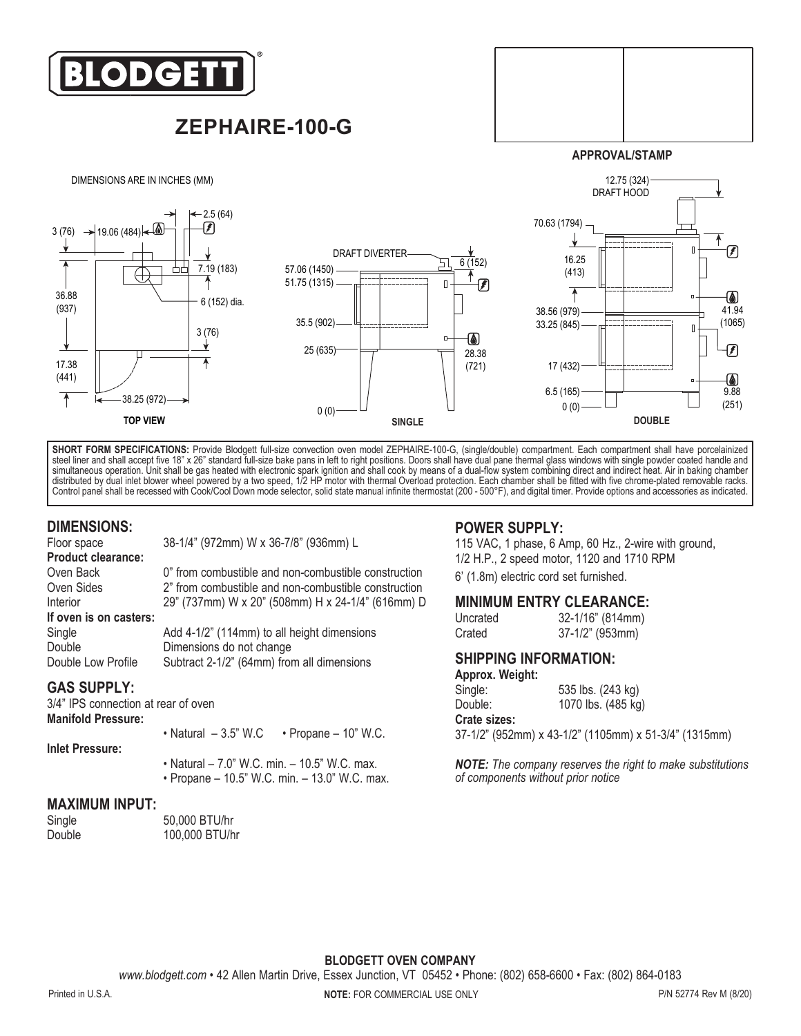# BLODGETT

## ZEPHAIRE-100-G

APPROVAL/STAMP

DIMENSIONS ARE IN INCHES (MM)

TOP VIEW

3 (76)
19.06 (484)
2.5 (64)
7.19 (183)
6 (152) dia.
36.88 (937)
3 (76)
17.38 (441)
38.25 (972)

SINGLE

DRAFT DIVERTER
6 (152)
57.06 (1450)
51.75 (1315)
35.5 (902)
25 (635)
28.38 (721)
0 (0)

DOUBLE

12.75 (324) DRAFT HOOD
70.63 (1794)
16.25 (413)
38.56 (979)
33.25 (845)
41.94 (1065)
17 (432)
6.5 (165)
0 (0)
9.88 (251)

**SHORT FORM SPECIFICATIONS:** Provide Blodgett full-size convection oven model ZEPHAIRE-100-G, (single/double) compartment. Each compartment shall have porcelainized steel liner and shall accept five 18" x 26" standard full-size bake pans in left to right positions. Doors shall have dual pane thermal glass windows with single powder coated handle and simultaneous operation. Unit shall be gas heated with electronic spark ignition and shall cook by means of a dual-flow system combining direct and indirect heat. Air in baking chamber distributed by dual inlet blower wheel powered by a two speed, 1/2 HP motor with thermal Overload protection. Each chamber shall be fitted with five chrome-plated removable racks. Control panel shall be recessed with Cook/Cool Down mode selector, solid state manual infinite thermostat (200 - 500°F), and digital timer. Provide options and accessories as indicated.

## DIMENSIONS:

Floor space: 38-1/4" (972mm) W x 36-7/8" (936mm) L

**Product clearance:**
Oven Back: 0" from combustible and non-combustible construction
Oven Sides: 2" from combustible and non-combustible construction
Interior: 29" (737mm) W x 20" (508mm) H x 24-1/4" (616mm) D

**If oven is on casters:**
Single: Add 4-1/2" (114mm) to all height dimensions
Double: Dimensions do not change
Double Low Profile: Subtract 2-1/2" (64mm) from all dimensions

## GAS SUPPLY:

3/4" IPS connection at rear of oven

**Manifold Pressure:**
• Natural – 3.5" W.C • Propane – 10" W.C.

**Inlet Pressure:**
• Natural – 7.0" W.C. min. – 10.5" W.C. max.
• Propane – 10.5" W.C. min. – 13.0" W.C. max.

## MAXIMUM INPUT:

Single: 50,000 BTU/hr
Double: 100,000 BTU/hr

## POWER SUPPLY:

115 VAC, 1 phase, 6 Amp, 60 Hz., 2-wire with ground,
1/2 H.P., 2 speed motor, 1120 and 1710 RPM
6' (1.8m) electric cord set furnished.

## MINIMUM ENTRY CLEARANCE:

Uncrated: 32-1/16" (814mm)
Crated: 37-1/2" (953mm)

## SHIPPING INFORMATION:

**Approx. Weight:**
Single: 535 lbs. (243 kg)
Double: 1070 lbs. (485 kg)

**Crate sizes:**
37-1/2" (952mm) x 43-1/2" (1105mm) x 51-3/4" (1315mm)

***NOTE:*** *The company reserves the right to make substitutions of components without prior notice*

**BLODGETT OVEN COMPANY**
*www.blodgett.com* • 42 Allen Martin Drive, Essex Junction, VT 05452 • Phone: (802) 658-6600 • Fax: (802) 864-0183

Printed in U.S.A. **NOTE:** FOR COMMERCIAL USE ONLY P/N 52774 Rev M (8/20)